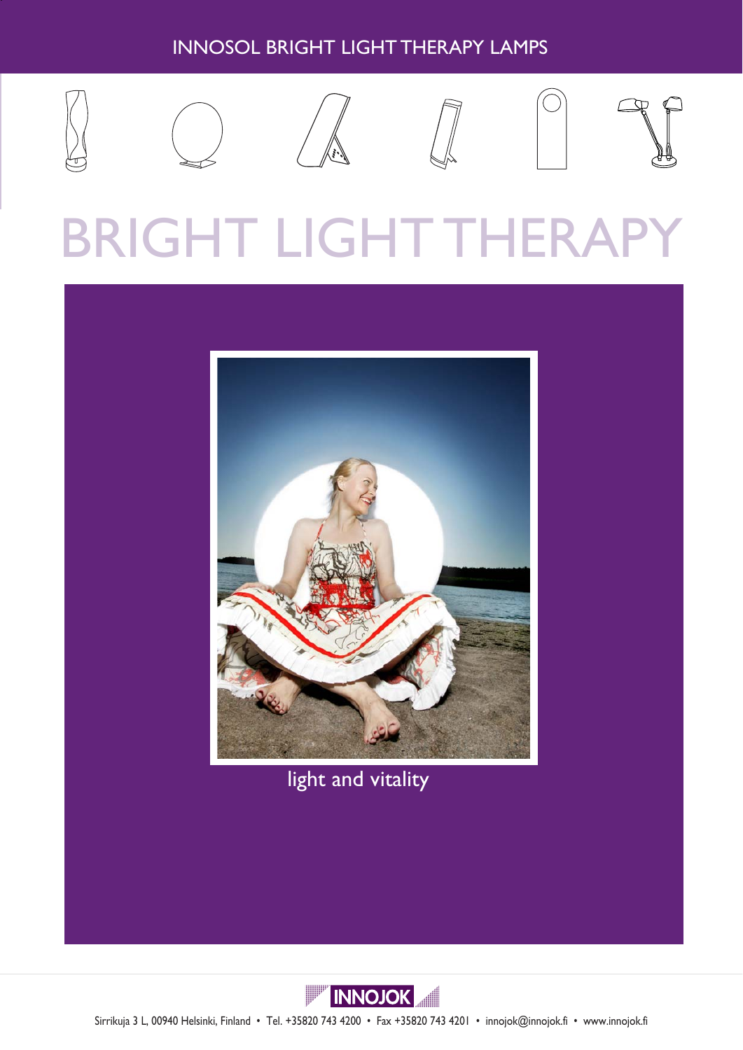INNOSOL BRIGHT LIGHT THERAPY LAMPS

# BRIGHT LIGHT THERAPY

light and vitality

INNOJOK

Sirrikuja 3 L, 00940 Helsinki, Finland • Tel. +35820 743 4200 • Fax +35820 743 4201 • innojok@innojok.fi • www.innojok.fi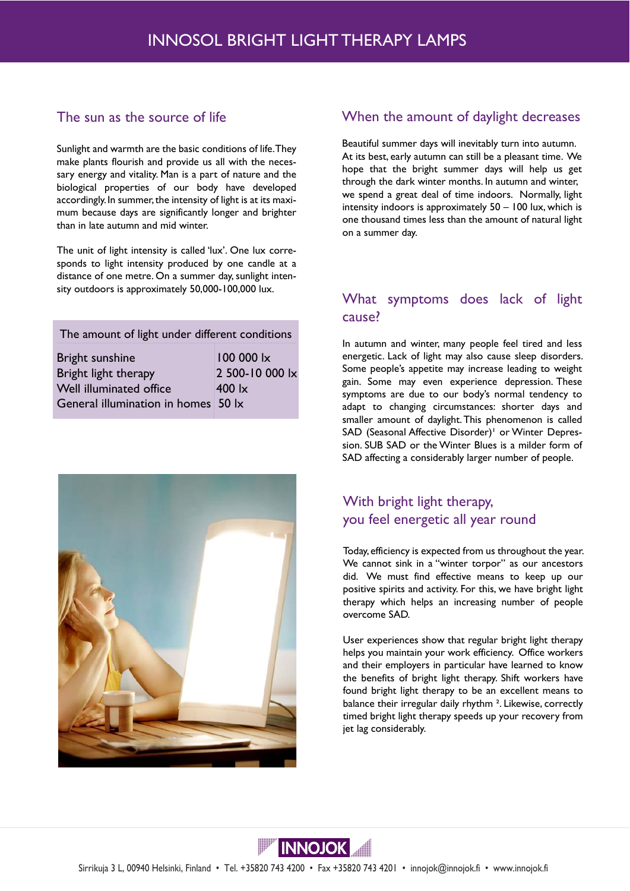# INNOSOL BRIGHT LIGHT THERAPY LAMPS

## The sun as the source of life

Sunlight and warmth are the basic conditions of life. They make plants flourish and provide us all with the necessary energy and vitality. Man is a part of nature and the biological properties of our body have developed accordingly. In summer, the intensity of light is at its maximum because days are significantly longer and brighter than in late autumn and mid winter.

The unit of light intensity is called 'lux'. One lux corresponds to light intensity produced by one candle at a distance of one metre. On a summer day, sunlight intensity outdoors is approximately 50,000-100,000 lux.

| The amount of light under different conditions | |
|---|---|
| Bright sunshine | 100 000 lx |
| Bright light therapy | 2 500-10 000 lx |
| Well illuminated office | 400 lx |
| General illumination in homes | 50 lx |

## When the amount of daylight decreases

Beautiful summer days will inevitably turn into autumn. At its best, early autumn can still be a pleasant time. We hope that the bright summer days will help us get through the dark winter months. In autumn and winter, we spend a great deal of time indoors. Normally, light intensity indoors is approximately 50 – 100 lux, which is one thousand times less than the amount of natural light on a summer day.

## What symptoms does lack of light cause?

In autumn and winter, many people feel tired and less energetic. Lack of light may also cause sleep disorders. Some people's appetite may increase leading to weight gain. Some may even experience depression. These symptoms are due to our body's normal tendency to adapt to changing circumstances: shorter days and smaller amount of daylight. This phenomenon is called SAD (Seasonal Affective Disorder)[1] or Winter Depression. SUB SAD or the Winter Blues is a milder form of SAD affecting a considerably larger number of people.

## With bright light therapy, you feel energetic all year round

Today, efficiency is expected from us throughout the year. We cannot sink in a "winter torpor" as our ancestors did. We must find effective means to keep up our positive spirits and activity. For this, we have bright light therapy which helps an increasing number of people overcome SAD.

User experiences show that regular bright light therapy helps you maintain your work efficiency. Office workers and their employers in particular have learned to know the benefits of bright light therapy. Shift workers have found bright light therapy to be an excellent means to balance their irregular daily rhythm [2]. Likewise, correctly timed bright light therapy speeds up your recovery from jet lag considerably.

INNOJOK

Sirrikuja 3 L, 00940 Helsinki, Finland • Tel. +35820 743 4200 • Fax +35820 743 4201 • innojok@innojok.fi • www.innojok.fi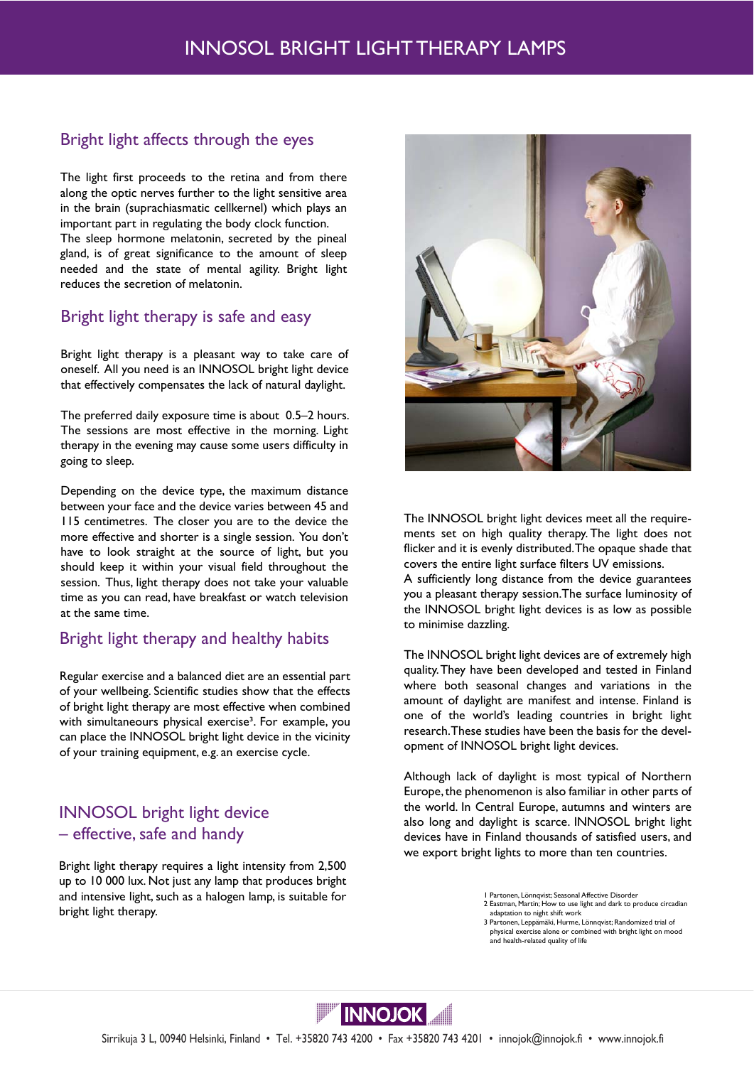# INNOSOL BRIGHT LIGHT THERAPY LAMPS

## Bright light affects through the eyes

The light first proceeds to the retina and from there along the optic nerves further to the light sensitive area in the brain (suprachiasmatic cellkernel) which plays an important part in regulating the body clock function. The sleep hormone melatonin, secreted by the pineal gland, is of great significance to the amount of sleep needed and the state of mental agility. Bright light reduces the secretion of melatonin.

## Bright light therapy is safe and easy

Bright light therapy is a pleasant way to take care of oneself. All you need is an INNOSOL bright light device that effectively compensates the lack of natural daylight.

The preferred daily exposure time is about 0.5–2 hours. The sessions are most effective in the morning. Light therapy in the evening may cause some users difficulty in going to sleep.

Depending on the device type, the maximum distance between your face and the device varies between 45 and 115 centimetres. The closer you are to the device the more effective and shorter is a single session. You don't have to look straight at the source of light, but you should keep it within your visual field throughout the session. Thus, light therapy does not take your valuable time as you can read, have breakfast or watch television at the same time.

## Bright light therapy and healthy habits

Regular exercise and a balanced diet are an essential part of your wellbeing. Scientific studies show that the effects of bright light therapy are most effective when combined with simultaneous physical exercise[3]. For example, you can place the INNOSOL bright light device in the vicinity of your training equipment, e.g. an exercise cycle.

## INNOSOL bright light device – effective, safe and handy

Bright light therapy requires a light intensity from 2,500 up to 10 000 lux. Not just any lamp that produces bright and intensive light, such as a halogen lamp, is suitable for bright light therapy.

The INNOSOL bright light devices meet all the requirements set on high quality therapy. The light does not flicker and it is evenly distributed. The opaque shade that covers the entire light surface filters UV emissions.
A sufficiently long distance from the device guarantees you a pleasant therapy session. The surface luminosity of the INNOSOL bright light devices is as low as possible to minimise dazzling.

The INNOSOL bright light devices are of extremely high quality. They have been developed and tested in Finland where both seasonal changes and variations in the amount of daylight are manifest and intense. Finland is one of the world's leading countries in bright light research. These studies have been the basis for the development of INNOSOL bright light devices.

Although lack of daylight is most typical of Northern Europe, the phenomenon is also familiar in other parts of the world. In Central Europe, autumns and winters are also long and daylight is scarce. INNOSOL bright light devices have in Finland thousands of satisfied users, and we export bright lights to more than ten countries.

1 Partonen, Lönnqvist; Seasonal Affective Disorder
2 Eastman, Martin: How to use light and dark to produce circadian adaptation to night shift work
3 Partonen, Leppämäki, Hurme, Lönnqvist; Randomized trial of physical exercise alone or combined with bright light on mood and health-related quality of life

INNOJOK

Sirrikuja 3 L, 00940 Helsinki, Finland • Tel. +35820 743 4200 • Fax +35820 743 4201 • innojok@innojok.fi • www.innojok.fi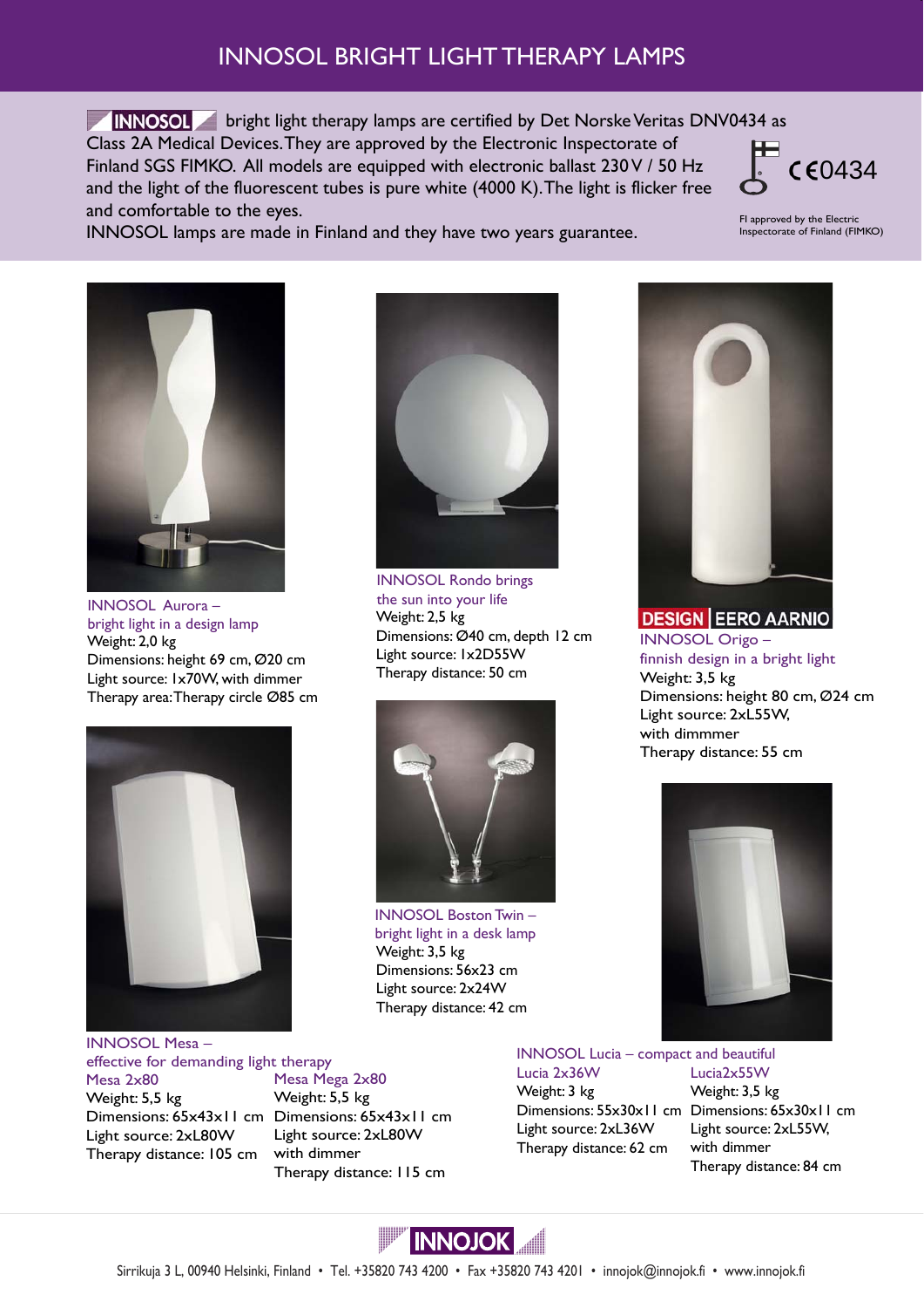# INNOSOL BRIGHT LIGHT THERAPY LAMPS

INNOSOL bright light therapy lamps are certified by Det Norske Veritas DNV0434 as Class 2A Medical Devices. They are approved by the Electronic Inspectorate of Finland SGS FIMKO. All models are equipped with electronic ballast 230 V / 50 Hz and the light of the fluorescent tubes is pure white (4000 K). The light is flicker free and comfortable to the eyes.
INNOSOL lamps are made in Finland and they have two years guarantee.

CE0434

FI approved by the Electric Inspectorate of Finland (FIMKO)

**INNOSOL Aurora – bright light in a design lamp**
Weight: 2,0 kg
Dimensions: height 69 cm, Ø20 cm
Light source: 1x70W, with dimmer
Therapy area: Therapy circle Ø85 cm

**INNOSOL Rondo brings the sun into your life**
Weight: 2,5 kg
Dimensions: Ø40 cm, depth 12 cm
Light source: 1x2D55W
Therapy distance: 50 cm

DESIGN EERO AARNIO

**INNOSOL Origo – finnish design in a bright light**
Weight: 3,5 kg
Dimensions: height 80 cm, Ø24 cm
Light source: 2xL55W, with dimmmer
Therapy distance: 55 cm

**INNOSOL Boston Twin – bright light in a desk lamp**
Weight: 3,5 kg
Dimensions: 56x23 cm
Light source: 2x24W
Therapy distance: 42 cm

**INNOSOL Mesa – effective for demanding light therapy**

| Mesa 2x80 | Mesa Mega 2x80 |
|---|---|
| Weight: 5,5 kg | Weight: 5,5 kg |
| Dimensions: 65x43x11 cm | Dimensions: 65x43x11 cm |
| Light source: 2xL80W | Light source: 2xL80W with dimmer |
| Therapy distance: 105 cm | Therapy distance: 115 cm |

**INNOSOL Lucia – compact and beautiful**

| Lucia 2x36W | Lucia2x55W |
|---|---|
| Weight: 3 kg | Weight: 3,5 kg |
| Dimensions: 55x30x11 cm | Dimensions: 65x30x11 cm |
| Light source: 2xL36W | Light source: 2xL55W, with dimmer |
| Therapy distance: 62 cm | Therapy distance: 84 cm |

INNOJOK

Sirrikuja 3 L, 00940 Helsinki, Finland • Tel. +35820 743 4200 • Fax +35820 743 4201 • innojok@innojok.fi • www.innojok.fi